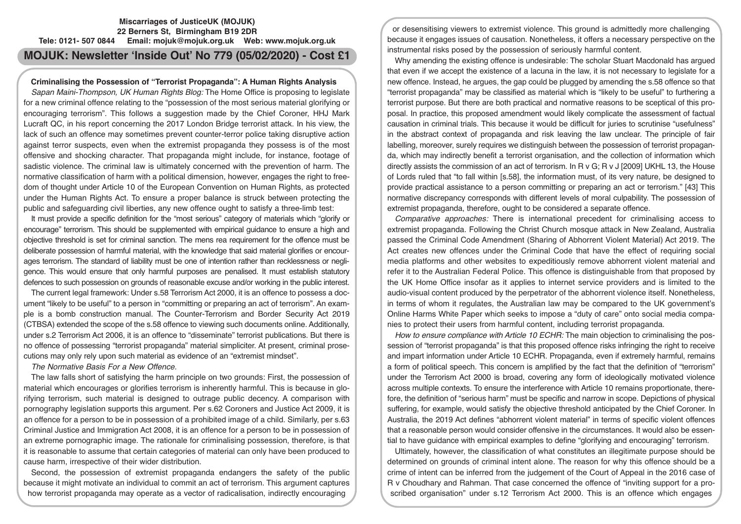**Miscarriages of JusticeUK (MOJUK)**
**22 Berners St, Birmingham B19 2DR**
**Tele: 0121- 507 0844 Email: mojuk@mojuk.org.uk Web: www.mojuk.org.uk**

# MOJUK: Newsletter 'Inside Out' No 779 (05/02/2020) - Cost £1

## Criminalising the Possession of "Terrorist Propaganda": A Human Rights Analysis

*Sapan Maini-Thompson, UK Human Rights Blog:* The Home Office is proposing to legislate for a new criminal offence relating to the "possession of the most serious material glorifying or encouraging terrorism". This follows a suggestion made by the Chief Coroner, HHJ Mark Lucraft QC, in his report concerning the 2017 London Bridge terrorist attack. In his view, the lack of such an offence may sometimes prevent counter-terror police taking disruptive action against terror suspects, even when the extremist propaganda they possess is of the most offensive and shocking character. That propaganda might include, for instance, footage of sadistic violence. The criminal law is ultimately concerned with the prevention of harm. The normative classification of harm with a political dimension, however, engages the right to freedom of thought under Article 10 of the European Convention on Human Rights, as protected under the Human Rights Act. To ensure a proper balance is struck between protecting the public and safeguarding civil liberties, any new offence ought to satisfy a three-limb test:

It must provide a specific definition for the "most serious" category of materials which "glorify or encourage" terrorism. This should be supplemented with empirical guidance to ensure a high and objective threshold is set for criminal sanction. The mens rea requirement for the offence must be deliberate possession of harmful material, with the knowledge that said material glorifies or encourages terrorism. The standard of liability must be one of intention rather than recklessness or negligence. This would ensure that only harmful purposes are penalised. It must establish statutory defences to such possession on grounds of reasonable excuse and/or working in the public interest.

The current legal framework: Under s.58 Terrorism Act 2000, it is an offence to possess a document "likely to be useful" to a person in "committing or preparing an act of terrorism". An example is a bomb construction manual. The Counter-Terrorism and Border Security Act 2019 (CTBSA) extended the scope of the s.58 offence to viewing such documents online. Additionally, under s.2 Terrorism Act 2006, it is an offence to "disseminate" terrorist publications. But there is no offence of possessing "terrorist propaganda" material simpliciter. At present, criminal prosecutions may only rely upon such material as evidence of an "extremist mindset".

*The Normative Basis For a New Offence.*

The law falls short of satisfying the harm principle on two grounds: First, the possession of material which encourages or glorifies terrorism is inherently harmful. This is because in glorifying terrorism, such material is designed to outrage public decency. A comparison with pornography legislation supports this argument. Per s.62 Coroners and Justice Act 2009, it is an offence for a person to be in possession of a prohibited image of a child. Similarly, per s.63 Criminal Justice and Immigration Act 2008, it is an offence for a person to be in possession of an extreme pornographic image. The rationale for criminalising possession, therefore, is that it is reasonable to assume that certain categories of material can only have been produced to cause harm, irrespective of their wider distribution.

Second, the possession of extremist propaganda endangers the safety of the public because it might motivate an individual to commit an act of terrorism. This argument captures how terrorist propaganda may operate as a vector of radicalisation, indirectly encouraging or desensitising viewers to extremist violence. This ground is admittedly more challenging because it engages issues of causation. Nonetheless, it offers a necessary perspective on the instrumental risks posed by the possession of seriously harmful content.

Why amending the existing offence is undesirable: The scholar Stuart Macdonald has argued that even if we accept the existence of a lacuna in the law, it is not necessary to legislate for a new offence. Instead, he argues, the gap could be plugged by amending the s.58 offence so that "terrorist propaganda" may be classified as material which is "likely to be useful" to furthering a terrorist purpose. But there are both practical and normative reasons to be sceptical of this proposal. In practice, this proposed amendment would likely complicate the assessment of factual causation in criminal trials. This because it would be difficult for juries to scrutinise "usefulness" in the abstract context of propaganda and risk leaving the law unclear. The principle of fair labelling, moreover, surely requires we distinguish between the possession of terrorist propaganda, which may indirectly benefit a terrorist organisation, and the collection of information which directly assists the commission of an act of terrorism. In R v G; R v J [2009] UKHL 13, the House of Lords ruled that "to fall within [s.58], the information must, of its very nature, be designed to provide practical assistance to a person committing or preparing an act or terrorism." [43] This normative discrepancy corresponds with different levels of moral culpability. The possession of extremist propaganda, therefore, ought to be considered a separate offence.

*Comparative approaches:* There is international precedent for criminalising access to extremist propaganda. Following the Christ Church mosque attack in New Zealand, Australia passed the Criminal Code Amendment (Sharing of Abhorrent Violent Material) Act 2019. The Act creates new offences under the Criminal Code that have the effect of requiring social media platforms and other websites to expeditiously remove abhorrent violent material and refer it to the Australian Federal Police. This offence is distinguishable from that proposed by the UK Home Office insofar as it applies to internet service providers and is limited to the audio-visual content produced by the perpetrator of the abhorrent violence itself. Nonetheless, in terms of whom it regulates, the Australian law may be compared to the UK government's Online Harms White Paper which seeks to impose a "duty of care" onto social media companies to protect their users from harmful content, including terrorist propaganda.

*How to ensure compliance with Article 10 ECHR:* The main objection to criminalising the possession of "terrorist propaganda" is that this proposed offence risks infringing the right to receive and impart information under Article 10 ECHR. Propaganda, even if extremely harmful, remains a form of political speech. This concern is amplified by the fact that the definition of "terrorism" under the Terrorism Act 2000 is broad, covering any form of ideologically motivated violence across multiple contexts. To ensure the interference with Article 10 remains proportionate, therefore, the definition of "serious harm" must be specific and narrow in scope. Depictions of physical suffering, for example, would satisfy the objective threshold anticipated by the Chief Coroner. In Australia, the 2019 Act defines "abhorrent violent material" in terms of specific violent offences that a reasonable person would consider offensive in the circumstances. It would also be essential to have guidance with empirical examples to define "glorifying and encouraging" terrorism.

Ultimately, however, the classification of what constitutes an illegitimate purpose should be determined on grounds of criminal intent alone. The reason for why this offence should be a crime of intent can be inferred from the judgement of the Court of Appeal in the 2016 case of R v Choudhary and Rahman. That case concerned the offence of "inviting support for a proscribed organisation" under s.12 Terrorism Act 2000. This is an offence which engages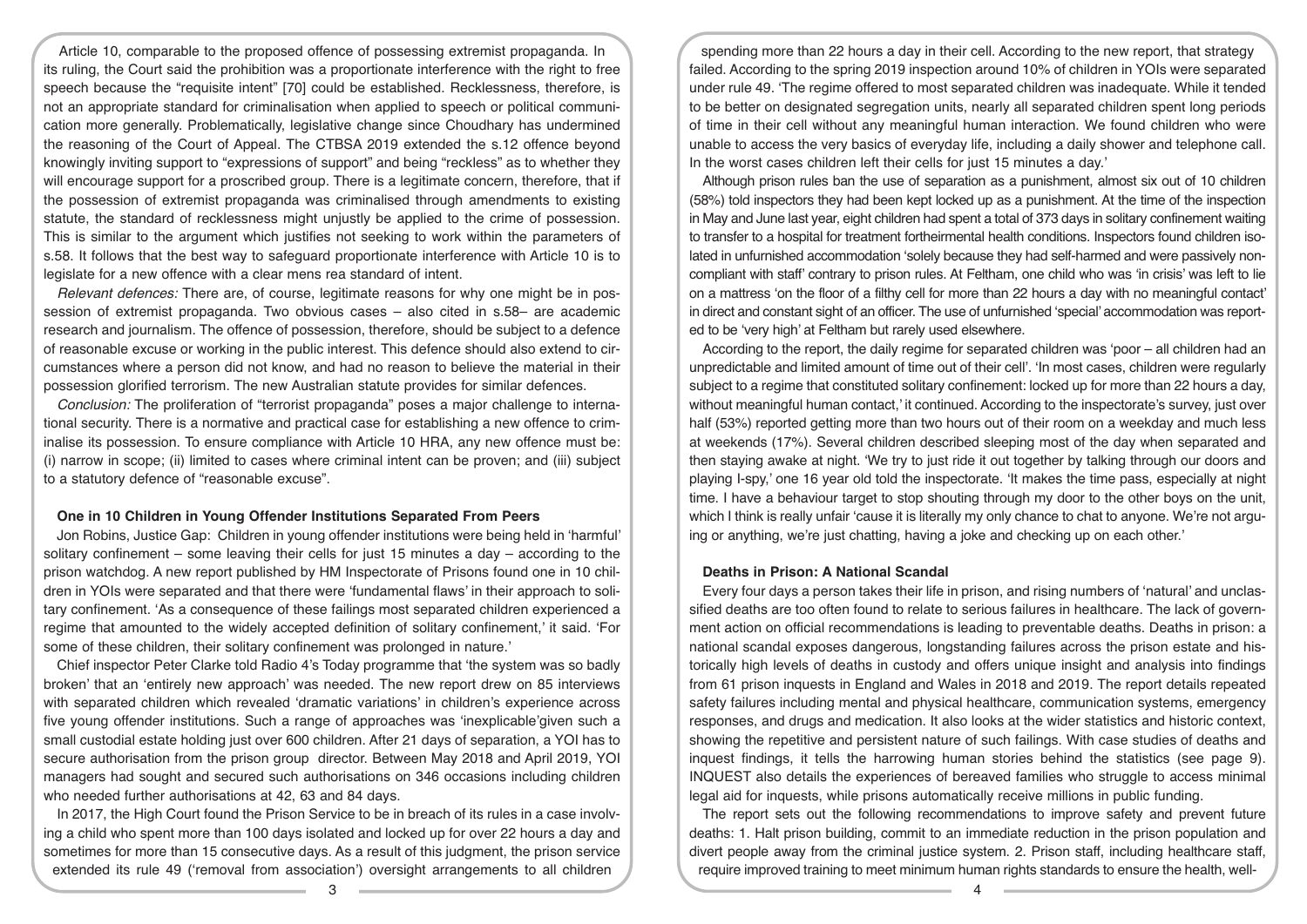Article 10, comparable to the proposed offence of possessing extremist propaganda. In its ruling, the Court said the prohibition was a proportionate interference with the right to free speech because the "requisite intent" [70] could be established. Recklessness, therefore, is not an appropriate standard for criminalisation when applied to speech or political communication more generally. Problematically, legislative change since Choudhary has undermined the reasoning of the Court of Appeal. The CTBSA 2019 extended the s.12 offence beyond knowingly inviting support to "expressions of support" and being "reckless" as to whether they will encourage support for a proscribed group. There is a legitimate concern, therefore, that if the possession of extremist propaganda was criminalised through amendments to existing statute, the standard of recklessness might unjustly be applied to the crime of possession. This is similar to the argument which justifies not seeking to work within the parameters of s.58. It follows that the best way to safeguard proportionate interference with Article 10 is to legislate for a new offence with a clear mens rea standard of intent.

*Relevant defences:* There are, of course, legitimate reasons for why one might be in possession of extremist propaganda. Two obvious cases – also cited in s.58– are academic research and journalism. The offence of possession, therefore, should be subject to a defence of reasonable excuse or working in the public interest. This defence should also extend to circumstances where a person did not know, and had no reason to believe the material in their possession glorified terrorism. The new Australian statute provides for similar defences.

*Conclusion:* The proliferation of "terrorist propaganda" poses a major challenge to international security. There is a normative and practical case for establishing a new offence to criminalise its possession. To ensure compliance with Article 10 HRA, any new offence must be: (i) narrow in scope; (ii) limited to cases where criminal intent can be proven; and (iii) subject to a statutory defence of "reasonable excuse".

## One in 10 Children in Young Offender Institutions Separated From Peers

Jon Robins, Justice Gap: Children in young offender institutions were being held in 'harmful' solitary confinement – some leaving their cells for just 15 minutes a day – according to the prison watchdog. A new report published by HM Inspectorate of Prisons found one in 10 children in YOIs were separated and that there were 'fundamental flaws' in their approach to solitary confinement. 'As a consequence of these failings most separated children experienced a regime that amounted to the widely accepted definition of solitary confinement,' it said. 'For some of these children, their solitary confinement was prolonged in nature.'

Chief inspector Peter Clarke told Radio 4's Today programme that 'the system was so badly broken' that an 'entirely new approach' was needed. The new report drew on 85 interviews with separated children which revealed 'dramatic variations' in children's experience across five young offender institutions. Such a range of approaches was 'inexplicable'given such a small custodial estate holding just over 600 children. After 21 days of separation, a YOI has to secure authorisation from the prison group director. Between May 2018 and April 2019, YOI managers had sought and secured such authorisations on 346 occasions including children who needed further authorisations at 42, 63 and 84 days.

In 2017, the High Court found the Prison Service to be in breach of its rules in a case involving a child who spent more than 100 days isolated and locked up for over 22 hours a day and sometimes for more than 15 consecutive days. As a result of this judgment, the prison service extended its rule 49 ('removal from association') oversight arrangements to all children spending more than 22 hours a day in their cell. According to the new report, that strategy failed. According to the spring 2019 inspection around 10% of children in YOIs were separated under rule 49. 'The regime offered to most separated children was inadequate. While it tended to be better on designated segregation units, nearly all separated children spent long periods of time in their cell without any meaningful human interaction. We found children who were unable to access the very basics of everyday life, including a daily shower and telephone call. In the worst cases children left their cells for just 15 minutes a day.'

Although prison rules ban the use of separation as a punishment, almost six out of 10 children (58%) told inspectors they had been kept locked up as a punishment. At the time of the inspection in May and June last year, eight children had spent a total of 373 days in solitary confinement waiting to transfer to a hospital for treatment fortheirmental health conditions. Inspectors found children isolated in unfurnished accommodation 'solely because they had self-harmed and were passively noncompliant with staff' contrary to prison rules. At Feltham, one child who was 'in crisis' was left to lie on a mattress 'on the floor of a filthy cell for more than 22 hours a day with no meaningful contact' in direct and constant sight of an officer. The use of unfurnished 'special' accommodation was reported to be 'very high' at Feltham but rarely used elsewhere.

According to the report, the daily regime for separated children was 'poor – all children had an unpredictable and limited amount of time out of their cell'. 'In most cases, children were regularly subject to a regime that constituted solitary confinement: locked up for more than 22 hours a day, without meaningful human contact,' it continued. According to the inspectorate's survey, just over half (53%) reported getting more than two hours out of their room on a weekday and much less at weekends (17%). Several children described sleeping most of the day when separated and then staying awake at night. 'We try to just ride it out together by talking through our doors and playing I-spy,' one 16 year old told the inspectorate. 'It makes the time pass, especially at night time. I have a behaviour target to stop shouting through my door to the other boys on the unit, which I think is really unfair 'cause it is literally my only chance to chat to anyone. We're not arguing or anything, we're just chatting, having a joke and checking up on each other.'

## Deaths in Prison: A National Scandal

Every four days a person takes their life in prison, and rising numbers of 'natural' and unclassified deaths are too often found to relate to serious failures in healthcare. The lack of government action on official recommendations is leading to preventable deaths. Deaths in prison: a national scandal exposes dangerous, longstanding failures across the prison estate and historically high levels of deaths in custody and offers unique insight and analysis into findings from 61 prison inquests in England and Wales in 2018 and 2019. The report details repeated safety failures including mental and physical healthcare, communication systems, emergency responses, and drugs and medication. It also looks at the wider statistics and historic context, showing the repetitive and persistent nature of such failings. With case studies of deaths and inquest findings, it tells the harrowing human stories behind the statistics (see page 9). INQUEST also details the experiences of bereaved families who struggle to access minimal legal aid for inquests, while prisons automatically receive millions in public funding.

The report sets out the following recommendations to improve safety and prevent future deaths: 1. Halt prison building, commit to an immediate reduction in the prison population and divert people away from the criminal justice system. 2. Prison staff, including healthcare staff, require improved training to meet minimum human rights standards to ensure the health, well-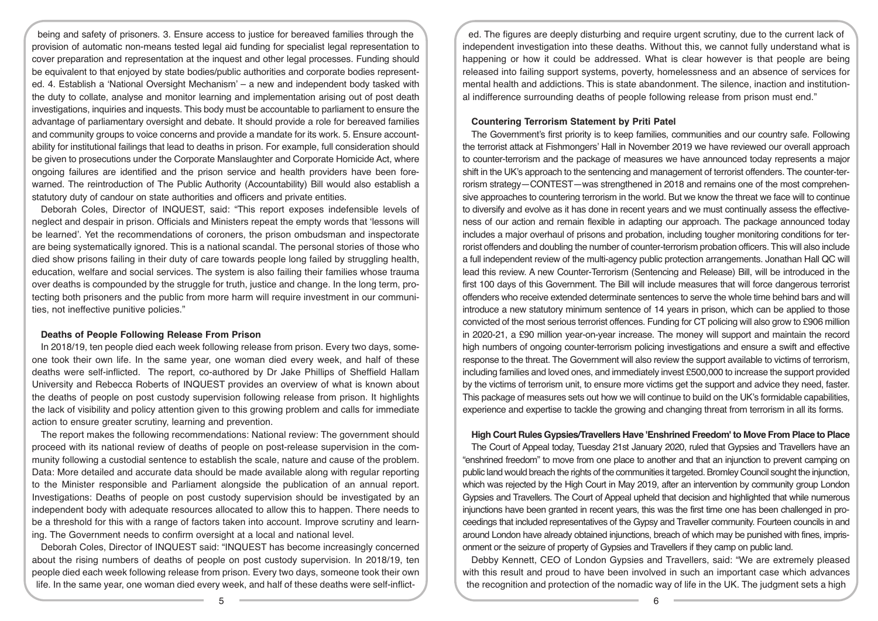being and safety of prisoners. 3. Ensure access to justice for bereaved families through the provision of automatic non-means tested legal aid funding for specialist legal representation to cover preparation and representation at the inquest and other legal processes. Funding should be equivalent to that enjoyed by state bodies/public authorities and corporate bodies represented. 4. Establish a 'National Oversight Mechanism' – a new and independent body tasked with the duty to collate, analyse and monitor learning and implementation arising out of post death investigations, inquiries and inquests. This body must be accountable to parliament to ensure the advantage of parliamentary oversight and debate. It should provide a role for bereaved families and community groups to voice concerns and provide a mandate for its work. 5. Ensure accountability for institutional failings that lead to deaths in prison. For example, full consideration should be given to prosecutions under the Corporate Manslaughter and Corporate Homicide Act, where ongoing failures are identified and the prison service and health providers have been forewarned. The reintroduction of The Public Authority (Accountability) Bill would also establish a statutory duty of candour on state authorities and officers and private entities.

Deborah Coles, Director of INQUEST, said: "This report exposes indefensible levels of neglect and despair in prison. Officials and Ministers repeat the empty words that 'lessons will be learned'. Yet the recommendations of coroners, the prison ombudsman and inspectorate are being systematically ignored. This is a national scandal. The personal stories of those who died show prisons failing in their duty of care towards people long failed by struggling health, education, welfare and social services. The system is also failing their families whose trauma over deaths is compounded by the struggle for truth, justice and change. In the long term, protecting both prisoners and the public from more harm will require investment in our communities, not ineffective punitive policies."

**Deaths of People Following Release From Prison**

In 2018/19, ten people died each week following release from prison. Every two days, someone took their own life. In the same year, one woman died every week, and half of these deaths were self-inflicted. The report, co-authored by Dr Jake Phillips of Sheffield Hallam University and Rebecca Roberts of INQUEST provides an overview of what is known about the deaths of people on post custody supervision following release from prison. It highlights the lack of visibility and policy attention given to this growing problem and calls for immediate action to ensure greater scrutiny, learning and prevention.

The report makes the following recommendations: National review: The government should proceed with its national review of deaths of people on post-release supervision in the community following a custodial sentence to establish the scale, nature and cause of the problem. Data: More detailed and accurate data should be made available along with regular reporting to the Minister responsible and Parliament alongside the publication of an annual report. Investigations: Deaths of people on post custody supervision should be investigated by an independent body with adequate resources allocated to allow this to happen. There needs to be a threshold for this with a range of factors taken into account. Improve scrutiny and learning. The Government needs to confirm oversight at a local and national level.

Deborah Coles, Director of INQUEST said: "INQUEST has become increasingly concerned about the rising numbers of deaths of people on post custody supervision. In 2018/19, ten people died each week following release from prison. Every two days, someone took their own life. In the same year, one woman died every week, and half of these deaths were self-inflicted. The figures are deeply disturbing and require urgent scrutiny, due to the current lack of independent investigation into these deaths. Without this, we cannot fully understand what is happening or how it could be addressed. What is clear however is that people are being released into failing support systems, poverty, homelessness and an absence of services for mental health and addictions. This is state abandonment. The silence, inaction and institutional indifference surrounding deaths of people following release from prison must end."

**Countering Terrorism Statement by Priti Patel**

The Government's first priority is to keep families, communities and our country safe. Following the terrorist attack at Fishmongers' Hall in November 2019 we have reviewed our overall approach to counter-terrorism and the package of measures we have announced today represents a major shift in the UK's approach to the sentencing and management of terrorist offenders. The counter-terrorism strategy—CONTEST—was strengthened in 2018 and remains one of the most comprehensive approaches to countering terrorism in the world. But we know the threat we face will to continue to diversify and evolve as it has done in recent years and we must continually assess the effectiveness of our action and remain flexible in adapting our approach. The package announced today includes a major overhaul of prisons and probation, including tougher monitoring conditions for terrorist offenders and doubling the number of counter-terrorism probation officers. This will also include a full independent review of the multi-agency public protection arrangements. Jonathan Hall QC will lead this review. A new Counter-Terrorism (Sentencing and Release) Bill, will be introduced in the first 100 days of this Government. The Bill will include measures that will force dangerous terrorist offenders who receive extended determinate sentences to serve the whole time behind bars and will introduce a new statutory minimum sentence of 14 years in prison, which can be applied to those convicted of the most serious terrorist offences. Funding for CT policing will also grow to £906 million in 2020-21, a £90 million year-on-year increase. The money will support and maintain the record high numbers of ongoing counter-terrorism policing investigations and ensure a swift and effective response to the threat. The Government will also review the support available to victims of terrorism, including families and loved ones, and immediately invest £500,000 to increase the support provided by the victims of terrorism unit, to ensure more victims get the support and advice they need, faster. This package of measures sets out how we will continue to build on the UK's formidable capabilities, experience and expertise to tackle the growing and changing threat from terrorism in all its forms.

**High Court Rules Gypsies/Travellers Have 'Enshrined Freedom' to Move From Place to Place**

The Court of Appeal today, Tuesday 21st January 2020, ruled that Gypsies and Travellers have an "enshrined freedom" to move from one place to another and that an injunction to prevent camping on public land would breach the rights of the communities it targeted. Bromley Council sought the injunction, which was rejected by the High Court in May 2019, after an intervention by community group London Gypsies and Travellers. The Court of Appeal upheld that decision and highlighted that while numerous injunctions have been granted in recent years, this was the first time one has been challenged in proceedings that included representatives of the Gypsy and Traveller community. Fourteen councils in and around London have already obtained injunctions, breach of which may be punished with fines, imprisonment or the seizure of property of Gypsies and Travellers if they camp on public land.

Debby Kennett, CEO of London Gypsies and Travellers, said: "We are extremely pleased with this result and proud to have been involved in such an important case which advances the recognition and protection of the nomadic way of life in the UK. The judgment sets a high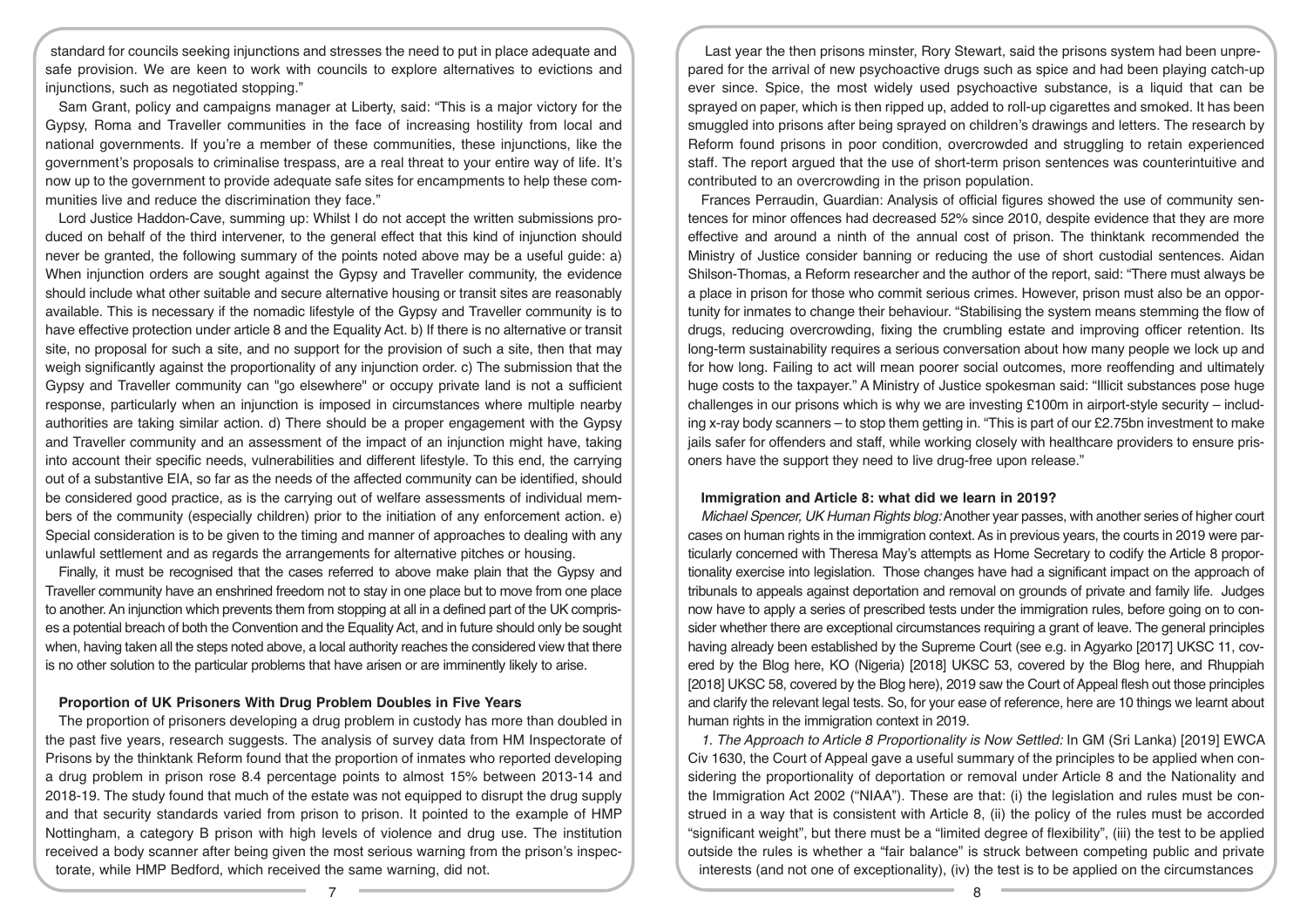standard for councils seeking injunctions and stresses the need to put in place adequate and safe provision. We are keen to work with councils to explore alternatives to evictions and injunctions, such as negotiated stopping."

Sam Grant, policy and campaigns manager at Liberty, said: "This is a major victory for the Gypsy, Roma and Traveller communities in the face of increasing hostility from local and national governments. If you're a member of these communities, these injunctions, like the government's proposals to criminalise trespass, are a real threat to your entire way of life. It's now up to the government to provide adequate safe sites for encampments to help these communities live and reduce the discrimination they face."

Lord Justice Haddon-Cave, summing up: Whilst I do not accept the written submissions produced on behalf of the third intervener, to the general effect that this kind of injunction should never be granted, the following summary of the points noted above may be a useful guide: a) When injunction orders are sought against the Gypsy and Traveller community, the evidence should include what other suitable and secure alternative housing or transit sites are reasonably available. This is necessary if the nomadic lifestyle of the Gypsy and Traveller community is to have effective protection under article 8 and the Equality Act. b) If there is no alternative or transit site, no proposal for such a site, and no support for the provision of such a site, then that may weigh significantly against the proportionality of any injunction order. c) The submission that the Gypsy and Traveller community can "go elsewhere" or occupy private land is not a sufficient response, particularly when an injunction is imposed in circumstances where multiple nearby authorities are taking similar action. d) There should be a proper engagement with the Gypsy and Traveller community and an assessment of the impact of an injunction might have, taking into account their specific needs, vulnerabilities and different lifestyle. To this end, the carrying out of a substantive EIA, so far as the needs of the affected community can be identified, should be considered good practice, as is the carrying out of welfare assessments of individual members of the community (especially children) prior to the initiation of any enforcement action. e) Special consideration is to be given to the timing and manner of approaches to dealing with any unlawful settlement and as regards the arrangements for alternative pitches or housing.

Finally, it must be recognised that the cases referred to above make plain that the Gypsy and Traveller community have an enshrined freedom not to stay in one place but to move from one place to another. An injunction which prevents them from stopping at all in a defined part of the UK comprises a potential breach of both the Convention and the Equality Act, and in future should only be sought when, having taken all the steps noted above, a local authority reaches the considered view that there is no other solution to the particular problems that have arisen or are imminently likely to arise.

**Proportion of UK Prisoners With Drug Problem Doubles in Five Years**

The proportion of prisoners developing a drug problem in custody has more than doubled in the past five years, research suggests. The analysis of survey data from HM Inspectorate of Prisons by the thinktank Reform found that the proportion of inmates who reported developing a drug problem in prison rose 8.4 percentage points to almost 15% between 2013-14 and 2018-19. The study found that much of the estate was not equipped to disrupt the drug supply and that security standards varied from prison to prison. It pointed to the example of HMP Nottingham, a category B prison with high levels of violence and drug use. The institution received a body scanner after being given the most serious warning from the prison's inspectorate, while HMP Bedford, which received the same warning, did not.

Last year the then prisons minister, Rory Stewart, said the prisons system had been unprepared for the arrival of new psychoactive drugs such as spice and had been playing catch-up ever since. Spice, the most widely used psychoactive substance, is a liquid that can be sprayed on paper, which is then ripped up, added to roll-up cigarettes and smoked. It has been smuggled into prisons after being sprayed on children's drawings and letters. The research by Reform found prisons in poor condition, overcrowded and struggling to retain experienced staff. The report argued that the use of short-term prison sentences was counterintuitive and contributed to an overcrowding in the prison population.

Frances Perraudin, Guardian: Analysis of official figures showed the use of community sentences for minor offences had decreased 52% since 2010, despite evidence that they are more effective and around a ninth of the annual cost of prison. The thinktank recommended the Ministry of Justice consider banning or reducing the use of short custodial sentences. Aidan Shilson-Thomas, a Reform researcher and the author of the report, said: "There must always be a place in prison for those who commit serious crimes. However, prison must also be an opportunity for inmates to change their behaviour. "Stabilising the system means stemming the flow of drugs, reducing overcrowding, fixing the crumbling estate and improving officer retention. Its long-term sustainability requires a serious conversation about how many people we lock up and for how long. Failing to act will mean poorer social outcomes, more reoffending and ultimately huge costs to the taxpayer." A Ministry of Justice spokesman said: "Illicit substances pose huge challenges in our prisons which is why we are investing £100m in airport-style security – including x-ray body scanners – to stop them getting in. "This is part of our £2.75bn investment to make jails safer for offenders and staff, while working closely with healthcare providers to ensure prisoners have the support they need to live drug-free upon release."

**Immigration and Article 8: what did we learn in 2019?**

*Michael Spencer, UK Human Rights blog:* Another year passes, with another series of higher court cases on human rights in the immigration context. As in previous years, the courts in 2019 were particularly concerned with Theresa May's attempts as Home Secretary to codify the Article 8 proportionality exercise into legislation. Those changes have had a significant impact on the approach of tribunals to appeals against deportation and removal on grounds of private and family life. Judges now have to apply a series of prescribed tests under the immigration rules, before going on to consider whether there are exceptional circumstances requiring a grant of leave. The general principles having already been established by the Supreme Court (see e.g. in Agyarko [2017] UKSC 11, covered by the Blog here, KO (Nigeria) [2018] UKSC 53, covered by the Blog here, and Rhuppiah [2018] UKSC 58, covered by the Blog here), 2019 saw the Court of Appeal flesh out those principles and clarify the relevant legal tests. So, for your ease of reference, here are 10 things we learnt about human rights in the immigration context in 2019.

*1. The Approach to Article 8 Proportionality is Now Settled:* In GM (Sri Lanka) [2019] EWCA Civ 1630, the Court of Appeal gave a useful summary of the principles to be applied when considering the proportionality of deportation or removal under Article 8 and the Nationality and the Immigration Act 2002 ("NIAA"). These are that: (i) the legislation and rules must be construed in a way that is consistent with Article 8, (ii) the policy of the rules must be accorded "significant weight", but there must be a "limited degree of flexibility", (iii) the test to be applied outside the rules is whether a "fair balance" is struck between competing public and private interests (and not one of exceptionality), (iv) the test is to be applied on the circumstances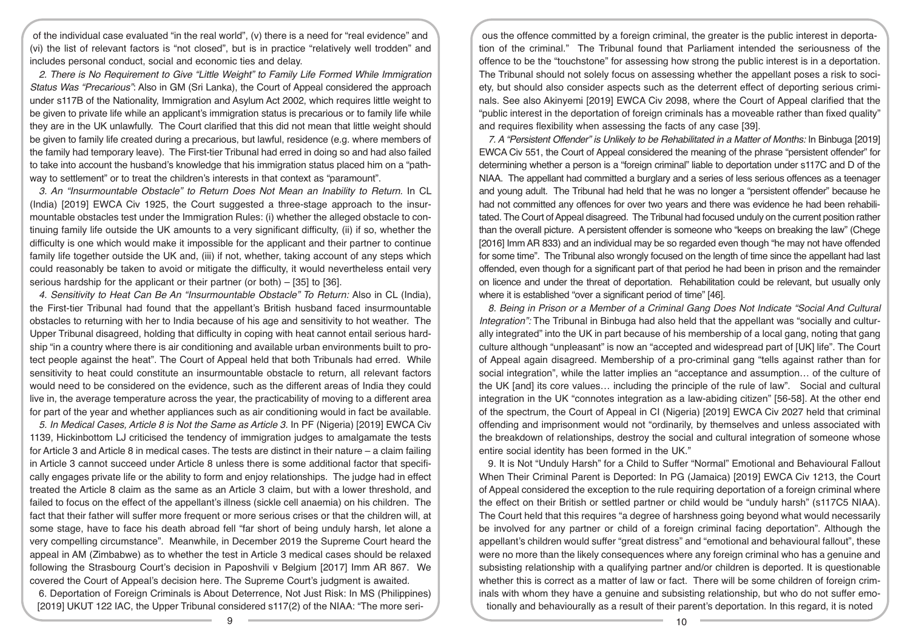of the individual case evaluated "in the real world", (v) there is a need for "real evidence" and (vi) the list of relevant factors is "not closed", but is in practice "relatively well trodden" and includes personal conduct, social and economic ties and delay.

*2. There is No Requirement to Give "Little Weight" to Family Life Formed While Immigration Status Was "Precarious":* Also in GM (Sri Lanka), the Court of Appeal considered the approach under s117B of the Nationality, Immigration and Asylum Act 2002, which requires little weight to be given to private life while an applicant's immigration status is precarious or to family life while they are in the UK unlawfully. The Court clarified that this did not mean that little weight should be given to family life created during a precarious, but lawful, residence (e.g. where members of the family had temporary leave). The First-tier Tribunal had erred in doing so and had also failed to take into account the husband's knowledge that his immigration status placed him on a "pathway to settlement" or to treat the children's interests in that context as "paramount".

*3. An "Insurmountable Obstacle" to Return Does Not Mean an Inability to Return.* In CL (India) [2019] EWCA Civ 1925, the Court suggested a three-stage approach to the insurmountable obstacles test under the Immigration Rules: (i) whether the alleged obstacle to continuing family life outside the UK amounts to a very significant difficulty, (ii) if so, whether the difficulty is one which would make it impossible for the applicant and their partner to continue family life together outside the UK and, (iii) if not, whether, taking account of any steps which could reasonably be taken to avoid or mitigate the difficulty, it would nevertheless entail very serious hardship for the applicant or their partner (or both) – [35] to [36].

*4. Sensitivity to Heat Can Be An "Insurmountable Obstacle" To Return:* Also in CL (India), the First-tier Tribunal had found that the appellant's British husband faced insurmountable obstacles to returning with her to India because of his age and sensitivity to hot weather. The Upper Tribunal disagreed, holding that difficulty in coping with heat cannot entail serious hardship "in a country where there is air conditioning and available urban environments built to protect people against the heat". The Court of Appeal held that both Tribunals had erred. While sensitivity to heat could constitute an insurmountable obstacle to return, all relevant factors would need to be considered on the evidence, such as the different areas of India they could live in, the average temperature across the year, the practicability of moving to a different area for part of the year and whether appliances such as air conditioning would in fact be available.

*5. In Medical Cases, Article 8 is Not the Same as Article 3.* In PF (Nigeria) [2019] EWCA Civ 1139, Hickinbottom LJ criticised the tendency of immigration judges to amalgamate the tests for Article 3 and Article 8 in medical cases. The tests are distinct in their nature – a claim failing in Article 3 cannot succeed under Article 8 unless there is some additional factor that specifically engages private life or the ability to form and enjoy relationships. The judge had in effect treated the Article 8 claim as the same as an Article 3 claim, but with a lower threshold, and failed to focus on the effect of the appellant's illness (sickle cell anaemia) on his children. The fact that their father will suffer more frequent or more serious crises or that the children will, at some stage, have to face his death abroad fell "far short of being unduly harsh, let alone a very compelling circumstance". Meanwhile, in December 2019 the Supreme Court heard the appeal in AM (Zimbabwe) as to whether the test in Article 3 medical cases should be relaxed following the Strasbourg Court's decision in Paposhvili v Belgium [2017] Imm AR 867. We covered the Court of Appeal's decision here. The Supreme Court's judgment is awaited.

6. Deportation of Foreign Criminals is About Deterrence, Not Just Risk: In MS (Philippines) [2019] UKUT 122 IAC, the Upper Tribunal considered s117(2) of the NIAA: "The more serious the offence committed by a foreign criminal, the greater is the public interest in deportation of the criminal." The Tribunal found that Parliament intended the seriousness of the offence to be the "touchstone" for assessing how strong the public interest is in a deportation. The Tribunal should not solely focus on assessing whether the appellant poses a risk to society, but should also consider aspects such as the deterrent effect of deporting serious criminals. See also Akinyemi [2019] EWCA Civ 2098, where the Court of Appeal clarified that the "public interest in the deportation of foreign criminals has a moveable rather than fixed quality" and requires flexibility when assessing the facts of any case [39].

*7. A "Persistent Offender" is Unlikely to be Rehabilitated in a Matter of Months:* In Binbuga [2019] EWCA Civ 551, the Court of Appeal considered the meaning of the phrase "persistent offender" for determining whether a person is a "foreign criminal" liable to deportation under s117C and D of the NIAA. The appellant had committed a burglary and a series of less serious offences as a teenager and young adult. The Tribunal had held that he was no longer a "persistent offender" because he had not committed any offences for over two years and there was evidence he had been rehabilitated. The Court of Appeal disagreed. The Tribunal had focused unduly on the current position rather than the overall picture. A persistent offender is someone who "keeps on breaking the law" (Chege [2016] Imm AR 833) and an individual may be so regarded even though "he may not have offended for some time". The Tribunal also wrongly focused on the length of time since the appellant had last offended, even though for a significant part of that period he had been in prison and the remainder on licence and under the threat of deportation. Rehabilitation could be relevant, but usually only where it is established "over a significant period of time" [46].

*8. Being in Prison or a Member of a Criminal Gang Does Not Indicate "Social And Cultural Integration":* The Tribunal in Binbuga had also held that the appellant was "socially and culturally integrated" into the UK in part because of his membership of a local gang, noting that gang culture although "unpleasant" is now an "accepted and widespread part of [UK] life". The Court of Appeal again disagreed. Membership of a pro-criminal gang "tells against rather than for social integration", while the latter implies an "acceptance and assumption… of the culture of the UK [and] its core values… including the principle of the rule of law". Social and cultural integration in the UK "connotes integration as a law-abiding citizen" [56-58]. At the other end of the spectrum, the Court of Appeal in CI (Nigeria) [2019] EWCA Civ 2027 held that criminal offending and imprisonment would not "ordinarily, by themselves and unless associated with the breakdown of relationships, destroy the social and cultural integration of someone whose entire social identity has been formed in the UK."

9. It is Not "Unduly Harsh" for a Child to Suffer "Normal" Emotional and Behavioural Fallout When Their Criminal Parent is Deported: In PG (Jamaica) [2019] EWCA Civ 1213, the Court of Appeal considered the exception to the rule requiring deportation of a foreign criminal where the effect on their British or settled partner or child would be "unduly harsh" (s117C5 NIAA). The Court held that this requires "a degree of harshness going beyond what would necessarily be involved for any partner or child of a foreign criminal facing deportation". Although the appellant's children would suffer "great distress" and "emotional and behavioural fallout", these were no more than the likely consequences where any foreign criminal who has a genuine and subsisting relationship with a qualifying partner and/or children is deported. It is questionable whether this is correct as a matter of law or fact. There will be some children of foreign criminals with whom they have a genuine and subsisting relationship, but who do not suffer emotionally and behaviourally as a result of their parent's deportation. In this regard, it is noted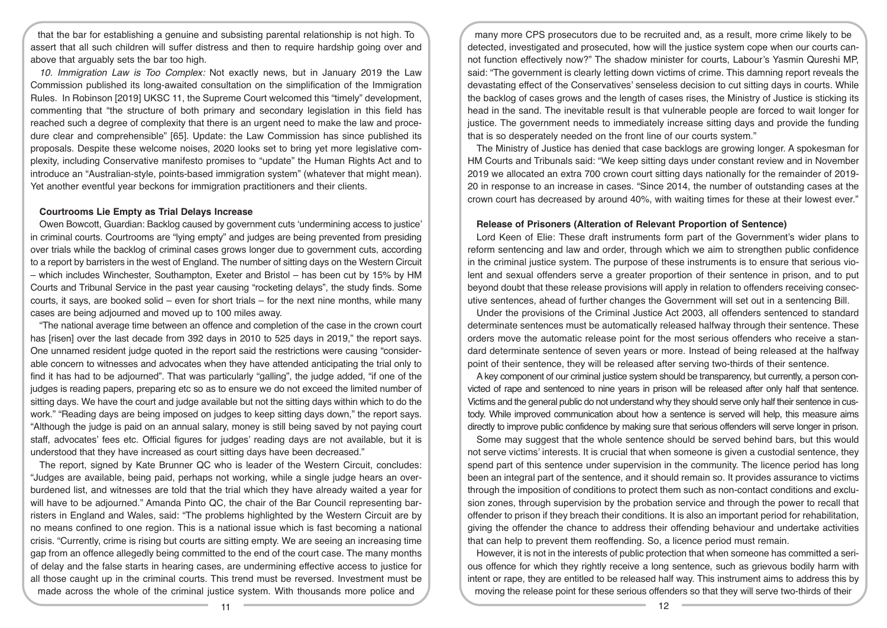that the bar for establishing a genuine and subsisting parental relationship is not high. To assert that all such children will suffer distress and then to require hardship going over and above that arguably sets the bar too high.

*10. Immigration Law is Too Complex:* Not exactly news, but in January 2019 the Law Commission published its long-awaited consultation on the simplification of the Immigration Rules. In Robinson [2019] UKSC 11, the Supreme Court welcomed this "timely" development, commenting that "the structure of both primary and secondary legislation in this field has reached such a degree of complexity that there is an urgent need to make the law and procedure clear and comprehensible" [65]. Update: the Law Commission has since published its proposals. Despite these welcome noises, 2020 looks set to bring yet more legislative complexity, including Conservative manifesto promises to "update" the Human Rights Act and to introduce an "Australian-style, points-based immigration system" (whatever that might mean). Yet another eventful year beckons for immigration practitioners and their clients.

### Courtrooms Lie Empty as Trial Delays Increase

Owen Bowcott, Guardian: Backlog caused by government cuts 'undermining access to justice' in criminal courts. Courtrooms are "lying empty" and judges are being prevented from presiding over trials while the backlog of criminal cases grows longer due to government cuts, according to a report by barristers in the west of England. The number of sitting days on the Western Circuit – which includes Winchester, Southampton, Exeter and Bristol – has been cut by 15% by HM Courts and Tribunal Service in the past year causing "rocketing delays", the study finds. Some courts, it says, are booked solid – even for short trials – for the next nine months, while many cases are being adjourned and moved up to 100 miles away.

"The national average time between an offence and completion of the case in the crown court has [risen] over the last decade from 392 days in 2010 to 525 days in 2019," the report says. One unnamed resident judge quoted in the report said the restrictions were causing "considerable concern to witnesses and advocates when they have attended anticipating the trial only to find it has had to be adjourned". That was particularly "galling", the judge added, "if one of the judges is reading papers, preparing etc so as to ensure we do not exceed the limited number of sitting days. We have the court and judge available but not the sitting days within which to do the work." "Reading days are being imposed on judges to keep sitting days down," the report says. "Although the judge is paid on an annual salary, money is still being saved by not paying court staff, advocates' fees etc. Official figures for judges' reading days are not available, but it is understood that they have increased as court sitting days have been decreased."

The report, signed by Kate Brunner QC who is leader of the Western Circuit, concludes: "Judges are available, being paid, perhaps not working, while a single judge hears an overburdened list, and witnesses are told that the trial which they have already waited a year for will have to be adjourned." Amanda Pinto QC, the chair of the Bar Council representing barristers in England and Wales, said: "The problems highlighted by the Western Circuit are by no means confined to one region. This is a national issue which is fast becoming a national crisis. "Currently, crime is rising but courts are sitting empty. We are seeing an increasing time gap from an offence allegedly being committed to the end of the court case. The many months of delay and the false starts in hearing cases, are undermining effective access to justice for all those caught up in the criminal courts. This trend must be reversed. Investment must be made across the whole of the criminal justice system. With thousands more police and many more CPS prosecutors due to be recruited and, as a result, more crime likely to be detected, investigated and prosecuted, how will the justice system cope when our courts cannot function effectively now?" The shadow minister for courts, Labour's Yasmin Qureshi MP, said: "The government is clearly letting down victims of crime. This damning report reveals the devastating effect of the Conservatives' senseless decision to cut sitting days in courts. While the backlog of cases grows and the length of cases rises, the Ministry of Justice is sticking its head in the sand. The inevitable result is that vulnerable people are forced to wait longer for justice. The government needs to immediately increase sitting days and provide the funding that is so desperately needed on the front line of our courts system."

The Ministry of Justice has denied that case backlogs are growing longer. A spokesman for HM Courts and Tribunals said: "We keep sitting days under constant review and in November 2019 we allocated an extra 700 crown court sitting days nationally for the remainder of 2019-20 in response to an increase in cases. "Since 2014, the number of outstanding cases at the crown court has decreased by around 40%, with waiting times for these at their lowest ever."

### Release of Prisoners (Alteration of Relevant Proportion of Sentence)

Lord Keen of Elie: These draft instruments form part of the Government's wider plans to reform sentencing and law and order, through which we aim to strengthen public confidence in the criminal justice system. The purpose of these instruments is to ensure that serious violent and sexual offenders serve a greater proportion of their sentence in prison, and to put beyond doubt that these release provisions will apply in relation to offenders receiving consecutive sentences, ahead of further changes the Government will set out in a sentencing Bill.

Under the provisions of the Criminal Justice Act 2003, all offenders sentenced to standard determinate sentences must be automatically released halfway through their sentence. These orders move the automatic release point for the most serious offenders who receive a standard determinate sentence of seven years or more. Instead of being released at the halfway point of their sentence, they will be released after serving two-thirds of their sentence.

A key component of our criminal justice system should be transparency, but currently, a person convicted of rape and sentenced to nine years in prison will be released after only half that sentence. Victims and the general public do not understand why they should serve only half their sentence in custody. While improved communication about how a sentence is served will help, this measure aims directly to improve public confidence by making sure that serious offenders will serve longer in prison.

Some may suggest that the whole sentence should be served behind bars, but this would not serve victims' interests. It is crucial that when someone is given a custodial sentence, they spend part of this sentence under supervision in the community. The licence period has long been an integral part of the sentence, and it should remain so. It provides assurance to victims through the imposition of conditions to protect them such as non-contact conditions and exclusion zones, through supervision by the probation service and through the power to recall that offender to prison if they breach their conditions. It is also an important period for rehabilitation, giving the offender the chance to address their offending behaviour and undertake activities that can help to prevent them reoffending. So, a licence period must remain.

However, it is not in the interests of public protection that when someone has committed a serious offence for which they rightly receive a long sentence, such as grievous bodily harm with intent or rape, they are entitled to be released half way. This instrument aims to address this by moving the release point for these serious offenders so that they will serve two-thirds of their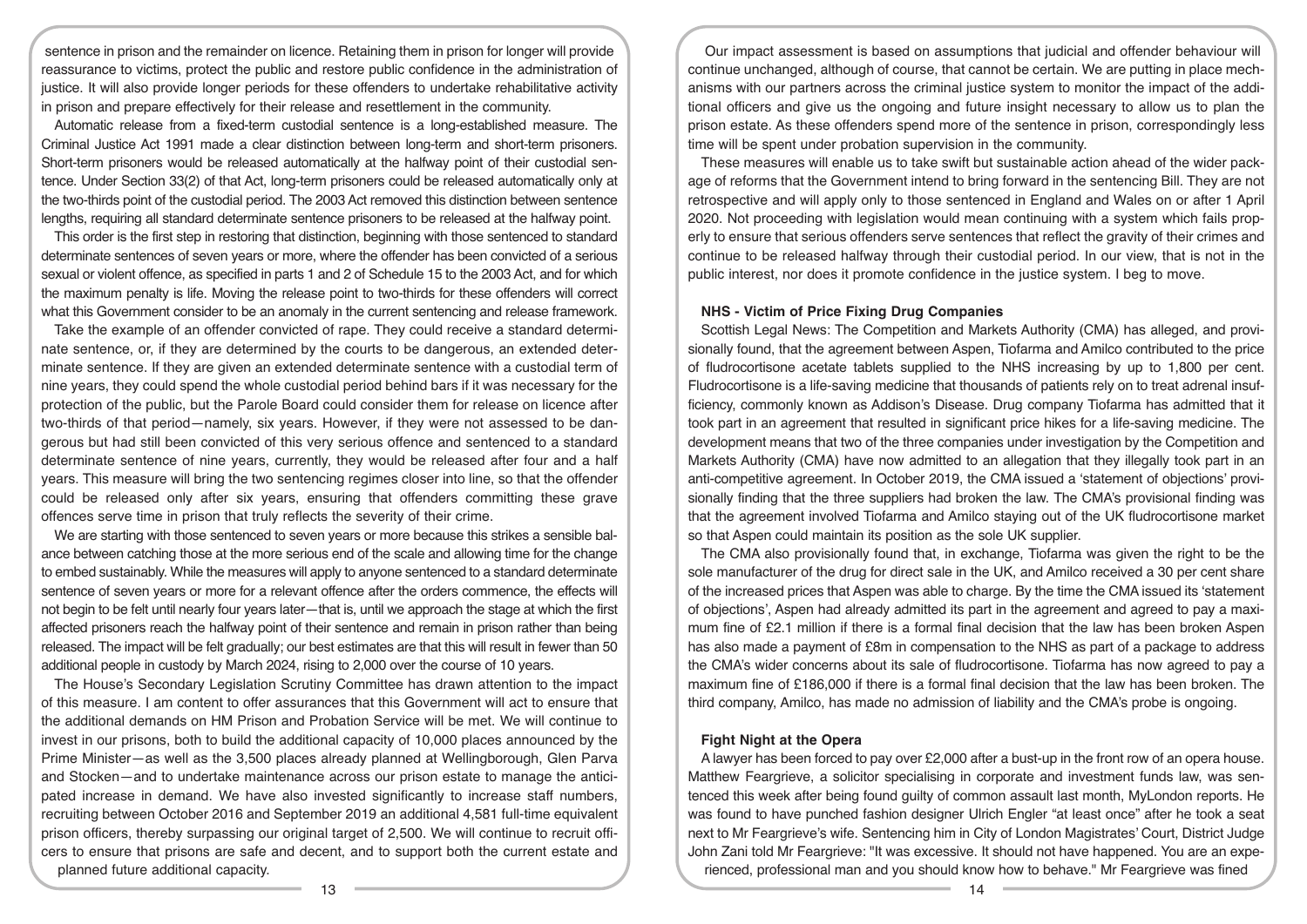sentence in prison and the remainder on licence. Retaining them in prison for longer will provide reassurance to victims, protect the public and restore public confidence in the administration of justice. It will also provide longer periods for these offenders to undertake rehabilitative activity in prison and prepare effectively for their release and resettlement in the community.

Automatic release from a fixed-term custodial sentence is a long-established measure. The Criminal Justice Act 1991 made a clear distinction between long-term and short-term prisoners. Short-term prisoners would be released automatically at the halfway point of their custodial sentence. Under Section 33(2) of that Act, long-term prisoners could be released automatically only at the two-thirds point of the custodial period. The 2003 Act removed this distinction between sentence lengths, requiring all standard determinate sentence prisoners to be released at the halfway point.

This order is the first step in restoring that distinction, beginning with those sentenced to standard determinate sentences of seven years or more, where the offender has been convicted of a serious sexual or violent offence, as specified in parts 1 and 2 of Schedule 15 to the 2003 Act, and for which the maximum penalty is life. Moving the release point to two-thirds for these offenders will correct what this Government consider to be an anomaly in the current sentencing and release framework.

Take the example of an offender convicted of rape. They could receive a standard determinate sentence, or, if they are determined by the courts to be dangerous, an extended determinate sentence. If they are given an extended determinate sentence with a custodial term of nine years, they could spend the whole custodial period behind bars if it was necessary for the protection of the public, but the Parole Board could consider them for release on licence after two-thirds of that period—namely, six years. However, if they were not assessed to be dangerous but had still been convicted of this very serious offence and sentenced to a standard determinate sentence of nine years, currently, they would be released after four and a half years. This measure will bring the two sentencing regimes closer into line, so that the offender could be released only after six years, ensuring that offenders committing these grave offences serve time in prison that truly reflects the severity of their crime.

We are starting with those sentenced to seven years or more because this strikes a sensible balance between catching those at the more serious end of the scale and allowing time for the change to embed sustainably. While the measures will apply to anyone sentenced to a standard determinate sentence of seven years or more for a relevant offence after the orders commence, the effects will not begin to be felt until nearly four years later—that is, until we approach the stage at which the first affected prisoners reach the halfway point of their sentence and remain in prison rather than being released. The impact will be felt gradually; our best estimates are that this will result in fewer than 50 additional people in custody by March 2024, rising to 2,000 over the course of 10 years.

The House's Secondary Legislation Scrutiny Committee has drawn attention to the impact of this measure. I am content to offer assurances that this Government will act to ensure that the additional demands on HM Prison and Probation Service will be met. We will continue to invest in our prisons, both to build the additional capacity of 10,000 places announced by the Prime Minister—as well as the 3,500 places already planned at Wellingborough, Glen Parva and Stocken—and to undertake maintenance across our prison estate to manage the anticipated increase in demand. We have also invested significantly to increase staff numbers, recruiting between October 2016 and September 2019 an additional 4,581 full-time equivalent prison officers, thereby surpassing our original target of 2,500. We will continue to recruit officers to ensure that prisons are safe and decent, and to support both the current estate and planned future additional capacity.

Our impact assessment is based on assumptions that judicial and offender behaviour will continue unchanged, although of course, that cannot be certain. We are putting in place mechanisms with our partners across the criminal justice system to monitor the impact of the additional officers and give us the ongoing and future insight necessary to allow us to plan the prison estate. As these offenders spend more of the sentence in prison, correspondingly less time will be spent under probation supervision in the community.

These measures will enable us to take swift but sustainable action ahead of the wider package of reforms that the Government intend to bring forward in the sentencing Bill. They are not retrospective and will apply only to those sentenced in England and Wales on or after 1 April 2020. Not proceeding with legislation would mean continuing with a system which fails properly to ensure that serious offenders serve sentences that reflect the gravity of their crimes and continue to be released halfway through their custodial period. In our view, that is not in the public interest, nor does it promote confidence in the justice system. I beg to move.

**NHS - Victim of Price Fixing Drug Companies**

Scottish Legal News: The Competition and Markets Authority (CMA) has alleged, and provisionally found, that the agreement between Aspen, Tiofarma and Amilco contributed to the price of fludrocortisone acetate tablets supplied to the NHS increasing by up to 1,800 per cent. Fludrocortisone is a life-saving medicine that thousands of patients rely on to treat adrenal insufficiency, commonly known as Addison's Disease. Drug company Tiofarma has admitted that it took part in an agreement that resulted in significant price hikes for a life-saving medicine. The development means that two of the three companies under investigation by the Competition and Markets Authority (CMA) have now admitted to an allegation that they illegally took part in an anti-competitive agreement. In October 2019, the CMA issued a 'statement of objections' provisionally finding that the three suppliers had broken the law. The CMA's provisional finding was that the agreement involved Tiofarma and Amilco staying out of the UK fludrocortisone market so that Aspen could maintain its position as the sole UK supplier.

The CMA also provisionally found that, in exchange, Tiofarma was given the right to be the sole manufacturer of the drug for direct sale in the UK, and Amilco received a 30 per cent share of the increased prices that Aspen was able to charge. By the time the CMA issued its 'statement of objections', Aspen had already admitted its part in the agreement and agreed to pay a maximum fine of £2.1 million if there is a formal final decision that the law has been broken Aspen has also made a payment of £8m in compensation to the NHS as part of a package to address the CMA's wider concerns about its sale of fludrocortisone. Tiofarma has now agreed to pay a maximum fine of £186,000 if there is a formal final decision that the law has been broken. The third company, Amilco, has made no admission of liability and the CMA's probe is ongoing.

**Fight Night at the Opera**

A lawyer has been forced to pay over £2,000 after a bust-up in the front row of an opera house. Matthew Feargrieve, a solicitor specialising in corporate and investment funds law, was sentenced this week after being found guilty of common assault last month, MyLondon reports. He was found to have punched fashion designer Ulrich Engler "at least once" after he took a seat next to Mr Feargrieve's wife. Sentencing him in City of London Magistrates' Court, District Judge John Zani told Mr Feargrieve: "It was excessive. It should not have happened. You are an experienced, professional man and you should know how to behave." Mr Feargrieve was fined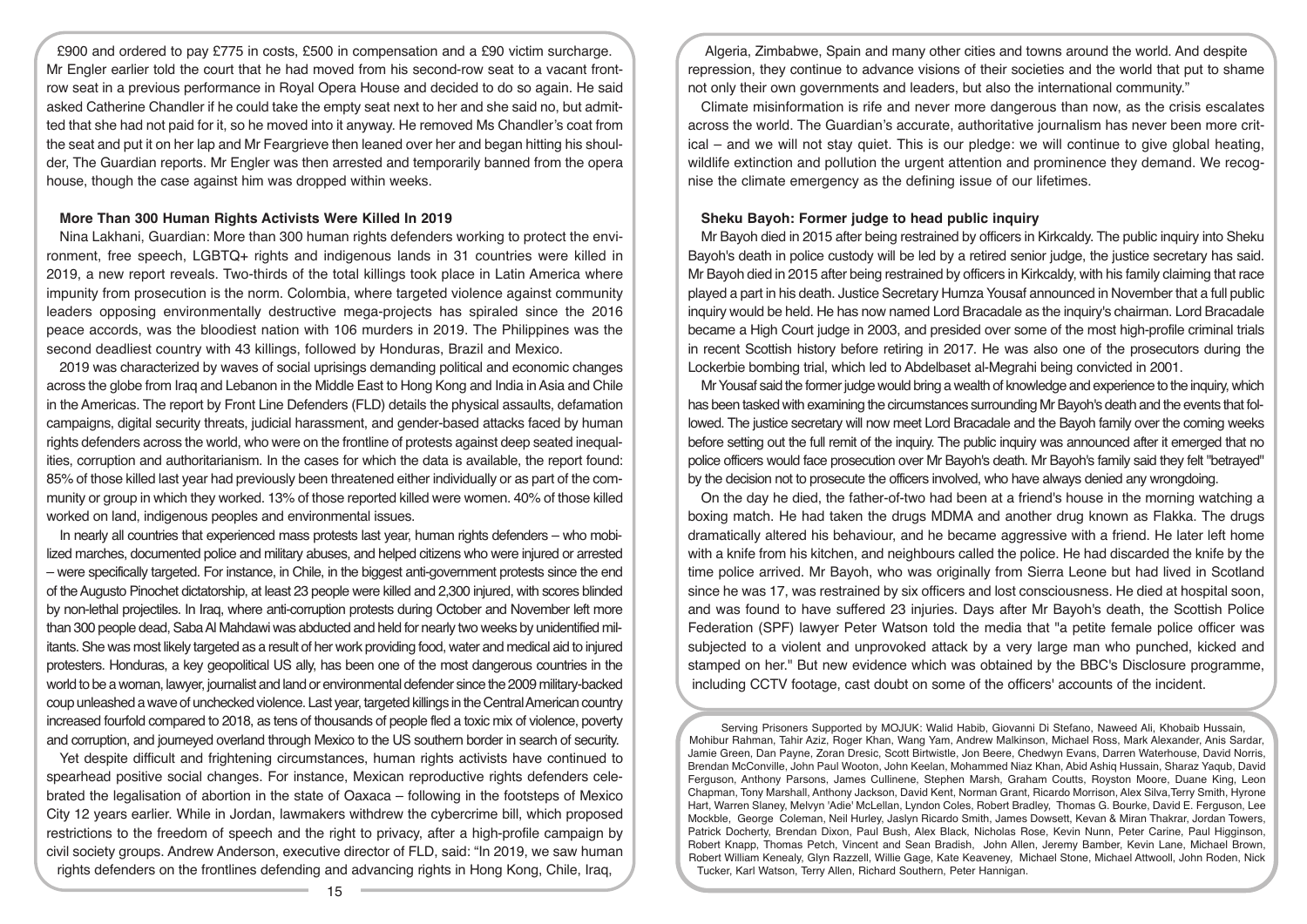£900 and ordered to pay £775 in costs, £500 in compensation and a £90 victim surcharge. Mr Engler earlier told the court that he had moved from his second-row seat to a vacant front-row seat in a previous performance in Royal Opera House and decided to do so again. He said asked Catherine Chandler if he could take the empty seat next to her and she said no, but admitted that she had not paid for it, so he moved into it anyway. He removed Ms Chandler's coat from the seat and put it on her lap and Mr Feargrieve then leaned over her and began hitting his shoulder, The Guardian reports. Mr Engler was then arrested and temporarily banned from the opera house, though the case against him was dropped within weeks.

**More Than 300 Human Rights Activists Were Killed In 2019**

Nina Lakhani, Guardian: More than 300 human rights defenders working to protect the environment, free speech, LGBTQ+ rights and indigenous lands in 31 countries were killed in 2019, a new report reveals. Two-thirds of the total killings took place in Latin America where impunity from prosecution is the norm. Colombia, where targeted violence against community leaders opposing environmentally destructive mega-projects has spiraled since the 2016 peace accords, was the bloodiest nation with 106 murders in 2019. The Philippines was the second deadliest country with 43 killings, followed by Honduras, Brazil and Mexico.

2019 was characterized by waves of social uprisings demanding political and economic changes across the globe from Iraq and Lebanon in the Middle East to Hong Kong and India in Asia and Chile in the Americas. The report by Front Line Defenders (FLD) details the physical assaults, defamation campaigns, digital security threats, judicial harassment, and gender-based attacks faced by human rights defenders across the world, who were on the frontline of protests against deep seated inequalities, corruption and authoritarianism. In the cases for which the data is available, the report found: 85% of those killed last year had previously been threatened either individually or as part of the community or group in which they worked. 13% of those reported killed were women. 40% of those killed worked on land, indigenous peoples and environmental issues.

In nearly all countries that experienced mass protests last year, human rights defenders – who mobilized marches, documented police and military abuses, and helped citizens who were injured or arrested – were specifically targeted. For instance, in Chile, in the biggest anti-government protests since the end of the Augusto Pinochet dictatorship, at least 23 people were killed and 2,300 injured, with scores blinded by non-lethal projectiles. In Iraq, where anti-corruption protests during October and November left more than 300 people dead, Saba Al Mahdawi was abducted and held for nearly two weeks by unidentified militants. She was most likely targeted as a result of her work providing food, water and medical aid to injured protesters. Honduras, a key geopolitical US ally, has been one of the most dangerous countries in the world to be a woman, lawyer, journalist and land or environmental defender since the 2009 military-backed coup unleashed a wave of unchecked violence. Last year, targeted killings in the Central American country increased fourfold compared to 2018, as tens of thousands of people fled a toxic mix of violence, poverty and corruption, and journeyed overland through Mexico to the US southern border in search of security.

Yet despite difficult and frightening circumstances, human rights activists have continued to spearhead positive social changes. For instance, Mexican reproductive rights defenders celebrated the legalisation of abortion in the state of Oaxaca – following in the footsteps of Mexico City 12 years earlier. While in Jordan, lawmakers withdrew the cybercrime bill, which proposed restrictions to the freedom of speech and the right to privacy, after a high-profile campaign by civil society groups. Andrew Anderson, executive director of FLD, said: "In 2019, we saw human rights defenders on the frontlines defending and advancing rights in Hong Kong, Chile, Iraq, Algeria, Zimbabwe, Spain and many other cities and towns around the world. And despite repression, they continue to advance visions of their societies and the world that put to shame not only their own governments and leaders, but also the international community."

Climate misinformation is rife and never more dangerous than now, as the crisis escalates across the world. The Guardian's accurate, authoritative journalism has never been more critical – and we will not stay quiet. This is our pledge: we will continue to give global heating, wildlife extinction and pollution the urgent attention and prominence they demand. We recognise the climate emergency as the defining issue of our lifetimes.

**Sheku Bayoh: Former judge to head public inquiry**

Mr Bayoh died in 2015 after being restrained by officers in Kirkcaldy. The public inquiry into Sheku Bayoh's death in police custody will be led by a retired senior judge, the justice secretary has said. Mr Bayoh died in 2015 after being restrained by officers in Kirkcaldy, with his family claiming that race played a part in his death. Justice Secretary Humza Yousaf announced in November that a full public inquiry would be held. He has now named Lord Bracadale as the inquiry's chairman. Lord Bracadale became a High Court judge in 2003, and presided over some of the most high-profile criminal trials in recent Scottish history before retiring in 2017. He was also one of the prosecutors during the Lockerbie bombing trial, which led to Abdelbaset al-Megrahi being convicted in 2001.

Mr Yousaf said the former judge would bring a wealth of knowledge and experience to the inquiry, which has been tasked with examining the circumstances surrounding Mr Bayoh's death and the events that followed. The justice secretary will now meet Lord Bracadale and the Bayoh family over the coming weeks before setting out the full remit of the inquiry. The public inquiry was announced after it emerged that no police officers would face prosecution over Mr Bayoh's death. Mr Bayoh's family said they felt "betrayed" by the decision not to prosecute the officers involved, who have always denied any wrongdoing.

On the day he died, the father-of-two had been at a friend's house in the morning watching a boxing match. He had taken the drugs MDMA and another drug known as Flakka. The drugs dramatically altered his behaviour, and he became aggressive with a friend. He later left home with a knife from his kitchen, and neighbours called the police. He had discarded the knife by the time police arrived. Mr Bayoh, who was originally from Sierra Leone but had lived in Scotland since he was 17, was restrained by six officers and lost consciousness. He died at hospital soon, and was found to have suffered 23 injuries. Days after Mr Bayoh's death, the Scottish Police Federation (SPF) lawyer Peter Watson told the media that "a petite female police officer was subjected to a violent and unprovoked attack by a very large man who punched, kicked and stamped on her." But new evidence which was obtained by the BBC's Disclosure programme, including CCTV footage, cast doubt on some of the officers' accounts of the incident.

Serving Prisoners Supported by MOJUK: Walid Habib, Giovanni Di Stefano, Naweed Ali, Khobaib Hussain, Mohibur Rahman, Tahir Aziz, Roger Khan, Wang Yam, Andrew Malkinson, Michael Ross, Mark Alexander, Anis Sardar, Jamie Green, Dan Payne, Zoran Dresic, Scott Birtwistle, Jon Beere, Chedwyn Evans, Darren Waterhouse, David Norris, Brendan McConville, John Paul Wooton, John Keelan, Mohammed Niaz Khan, Abid Ashiq Hussain, Sharaz Yaqub, David Ferguson, Anthony Parsons, James Cullinene, Stephen Marsh, Graham Coutts, Royston Moore, Duane King, Leon Chapman, Tony Marshall, Anthony Jackson, David Kent, Norman Grant, Ricardo Morrison, Alex Silva,Terry Smith, Hyrone Hart, Warren Slaney, Melvyn 'Adie' McLellan, Lyndon Coles, Robert Bradley, Thomas G. Bourke, David E. Ferguson, Lee Mockble, George Coleman, Neil Hurley, Jaslyn Ricardo Smith, James Dowsett, Kevan & Miran Thakrar, Jordan Towers, Patrick Docherty, Brendan Dixon, Paul Bush, Alex Black, Nicholas Rose, Kevin Nunn, Peter Carine, Paul Higginson, Robert Knapp, Thomas Petch, Vincent and Sean Bradish, John Allen, Jeremy Bamber, Kevin Lane, Michael Brown, Robert William Kenealy, Glyn Razzell, Willie Gage, Kate Keaveney, Michael Stone, Michael Attwooll, John Roden, Nick Tucker, Karl Watson, Terry Allen, Richard Southern, Peter Hannigan.